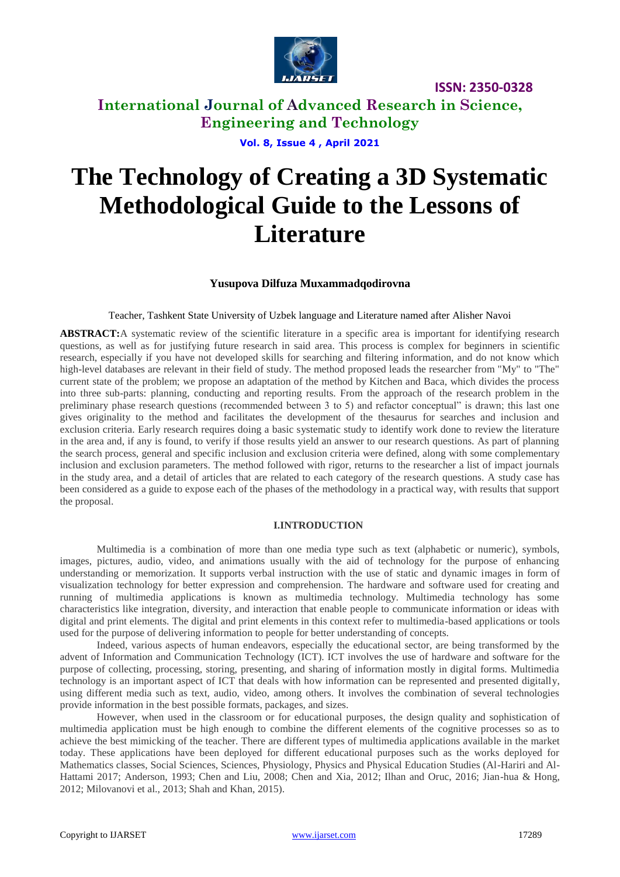# The Technology of Creating a 3D Systematic Methodological Guide to the Lessons of Literature

**Yusupova Dilfuza Muxammadqodirovna**

Teacher, Tashkent State University of Uzbek language and Literature named after Alisher Navoi

**ABSTRACT:** A systematic review of the scientific literature in a specific area is important for identifying research questions, as well as for justifying future research in said area. This process is complex for beginners in scientific research, especially if you have not developed skills for searching and filtering information, and do not know which high-level databases are relevant in their field of study. The method proposed leads the researcher from "My" to "The" current state of the problem; we propose an adaptation of the method by Kitchen and Baca, which divides the process into three sub-parts: planning, conducting and reporting results. From the approach of the research problem in the preliminary phase research questions (recommended between 3 to 5) and refactor conceptual" is drawn; this last one gives originality to the method and facilitates the development of the thesaurus for searches and inclusion and exclusion criteria. Early research requires doing a basic systematic study to identify work done to review the literature in the area and, if any is found, to verify if those results yield an answer to our research questions. As part of planning the search process, general and specific inclusion and exclusion criteria were defined, along with some complementary inclusion and exclusion parameters. The method followed with rigor, returns to the researcher a list of impact journals in the study area, and a detail of articles that are related to each category of the research questions. A study case has been considered as a guide to expose each of the phases of the methodology in a practical way, with results that support the proposal.

## I.INTRODUCTION

Multimedia is a combination of more than one media type such as text (alphabetic or numeric), symbols, images, pictures, audio, video, and animations usually with the aid of technology for the purpose of enhancing understanding or memorization. It supports verbal instruction with the use of static and dynamic images in form of visualization technology for better expression and comprehension. The hardware and software used for creating and running of multimedia applications is known as multimedia technology. Multimedia technology has some characteristics like integration, diversity, and interaction that enable people to communicate information or ideas with digital and print elements. The digital and print elements in this context refer to multimedia-based applications or tools used for the purpose of delivering information to people for better understanding of concepts.

Indeed, various aspects of human endeavors, especially the educational sector, are being transformed by the advent of Information and Communication Technology (ICT). ICT involves the use of hardware and software for the purpose of collecting, processing, storing, presenting, and sharing of information mostly in digital forms. Multimedia technology is an important aspect of ICT that deals with how information can be represented and presented digitally, using different media such as text, audio, video, among others. It involves the combination of several technologies provide information in the best possible formats, packages, and sizes.

However, when used in the classroom or for educational purposes, the design quality and sophistication of multimedia application must be high enough to combine the different elements of the cognitive processes so as to achieve the best mimicking of the teacher. There are different types of multimedia applications available in the market today. These applications have been deployed for different educational purposes such as the works deployed for Mathematics classes, Social Sciences, Sciences, Physiology, Physics and Physical Education Studies (Al-Hariri and Al-Hattami 2017; Anderson, 1993; Chen and Liu, 2008; Chen and Xia, 2012; Ilhan and Oruc, 2016; Jian-hua & Hong, 2012; Milovanovi et al., 2013; Shah and Khan, 2015).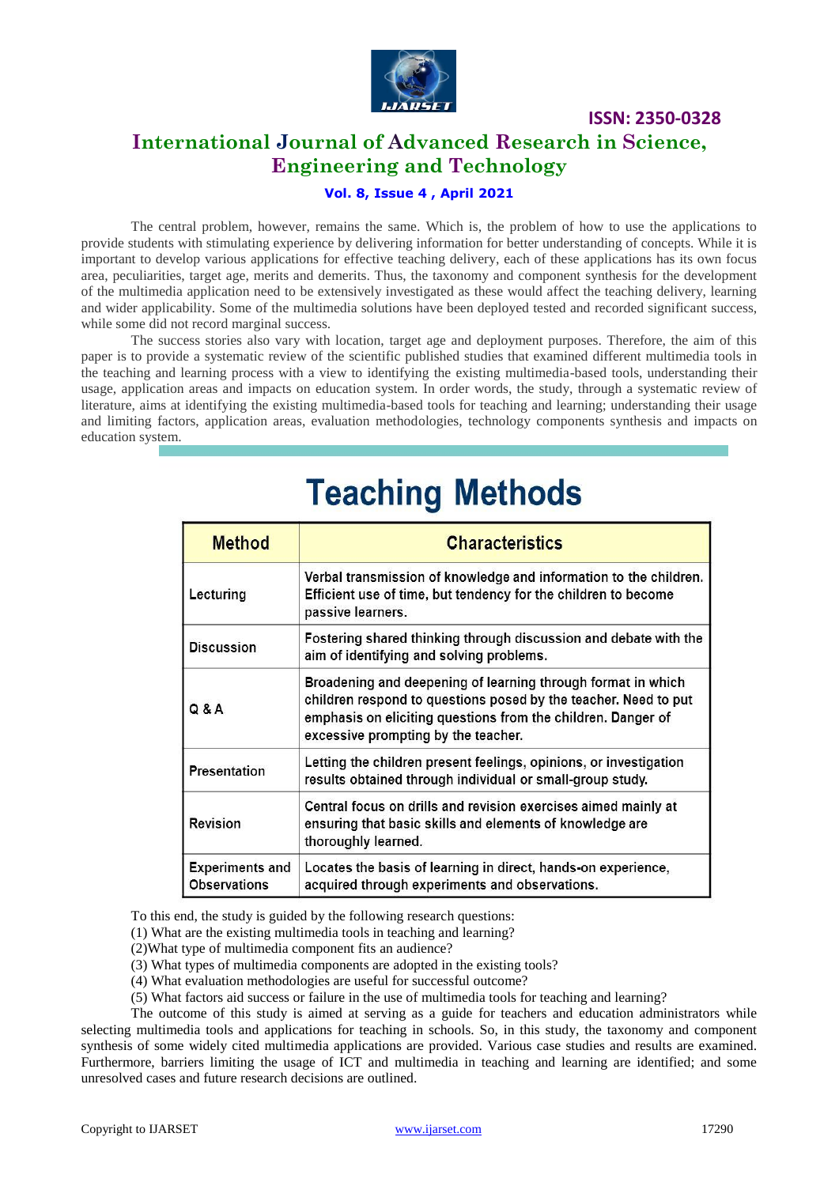The central problem, however, remains the same. Which is, the problem of how to use the applications to provide students with stimulating experience by delivering information for better understanding of concepts. While it is important to develop various applications for effective teaching delivery, each of these applications has its own focus area, peculiarities, target age, merits and demerits. Thus, the taxonomy and component synthesis for the development of the multimedia application need to be extensively investigated as these would affect the teaching delivery, learning and wider applicability. Some of the multimedia solutions have been deployed tested and recorded significant success, while some did not record marginal success.

The success stories also vary with location, target age and deployment purposes. Therefore, the aim of this paper is to provide a systematic review of the scientific published studies that examined different multimedia tools in the teaching and learning process with a view to identifying the existing multimedia-based tools, understanding their usage, application areas and impacts on education system. In order words, the study, through a systematic review of literature, aims at identifying the existing multimedia-based tools for teaching and learning; understanding their usage and limiting factors, application areas, evaluation methodologies, technology components synthesis and impacts on education system.

## Teaching Methods

| Method | Characteristics |
|---|---|
| Lecturing | Verbal transmission of knowledge and information to the children. Efficient use of time, but tendency for the children to become passive learners. |
| Discussion | Fostering shared thinking through discussion and debate with the aim of identifying and solving problems. |
| Q & A | Broadening and deepening of learning through format in which children respond to questions posed by the teacher. Need to put emphasis on eliciting questions from the children. Danger of excessive prompting by the teacher. |
| Presentation | Letting the children present feelings, opinions, or investigation results obtained through individual or small-group study. |
| Revision | Central focus on drills and revision exercises aimed mainly at ensuring that basic skills and elements of knowledge are thoroughly learned. |
| Experiments and Observations | Locates the basis of learning in direct, hands-on experience, acquired through experiments and observations. |

To this end, the study is guided by the following research questions:

(1) What are the existing multimedia tools in teaching and learning?

(2)What type of multimedia component fits an audience?

(3) What types of multimedia components are adopted in the existing tools?

(4) What evaluation methodologies are useful for successful outcome?

(5) What factors aid success or failure in the use of multimedia tools for teaching and learning?

The outcome of this study is aimed at serving as a guide for teachers and education administrators while selecting multimedia tools and applications for teaching in schools. So, in this study, the taxonomy and component synthesis of some widely cited multimedia applications are provided. Various case studies and results are examined. Furthermore, barriers limiting the usage of ICT and multimedia in teaching and learning are identified; and some unresolved cases and future research decisions are outlined.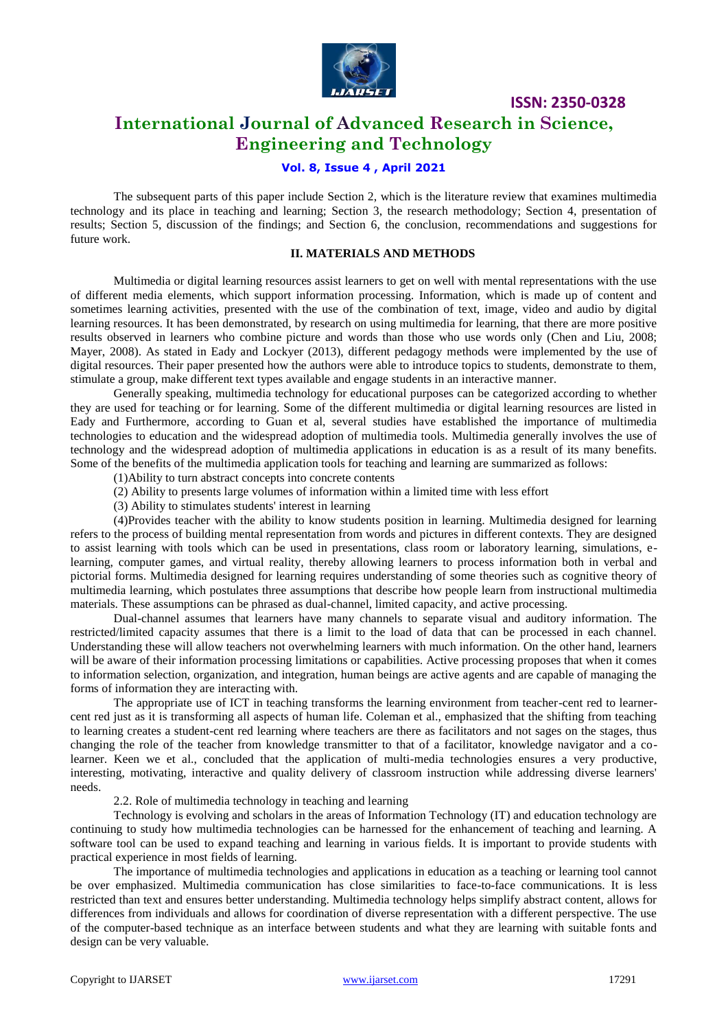The subsequent parts of this paper include Section 2, which is the literature review that examines multimedia technology and its place in teaching and learning; Section 3, the research methodology; Section 4, presentation of results; Section 5, discussion of the findings; and Section 6, the conclusion, recommendations and suggestions for future work.

## II. MATERIALS AND METHODS

Multimedia or digital learning resources assist learners to get on well with mental representations with the use of different media elements, which support information processing. Information, which is made up of content and sometimes learning activities, presented with the use of the combination of text, image, video and audio by digital learning resources. It has been demonstrated, by research on using multimedia for learning, that there are more positive results observed in learners who combine picture and words than those who use words only (Chen and Liu, 2008; Mayer, 2008). As stated in Eady and Lockyer (2013), different pedagogy methods were implemented by the use of digital resources. Their paper presented how the authors were able to introduce topics to students, demonstrate to them, stimulate a group, make different text types available and engage students in an interactive manner.

Generally speaking, multimedia technology for educational purposes can be categorized according to whether they are used for teaching or for learning. Some of the different multimedia or digital learning resources are listed in Eady and Furthermore, according to Guan et al, several studies have established the importance of multimedia technologies to education and the widespread adoption of multimedia tools. Multimedia generally involves the use of technology and the widespread adoption of multimedia applications in education is as a result of its many benefits. Some of the benefits of the multimedia application tools for teaching and learning are summarized as follows:

(1)Ability to turn abstract concepts into concrete contents

(2) Ability to presents large volumes of information within a limited time with less effort

(3) Ability to stimulates students' interest in learning

(4)Provides teacher with the ability to know students position in learning. Multimedia designed for learning refers to the process of building mental representation from words and pictures in different contexts. They are designed to assist learning with tools which can be used in presentations, class room or laboratory learning, simulations, e-learning, computer games, and virtual reality, thereby allowing learners to process information both in verbal and pictorial forms. Multimedia designed for learning requires understanding of some theories such as cognitive theory of multimedia learning, which postulates three assumptions that describe how people learn from instructional multimedia materials. These assumptions can be phrased as dual-channel, limited capacity, and active processing.

Dual-channel assumes that learners have many channels to separate visual and auditory information. The restricted/limited capacity assumes that there is a limit to the load of data that can be processed in each channel. Understanding these will allow teachers not overwhelming learners with much information. On the other hand, learners will be aware of their information processing limitations or capabilities. Active processing proposes that when it comes to information selection, organization, and integration, human beings are active agents and are capable of managing the forms of information they are interacting with.

The appropriate use of ICT in teaching transforms the learning environment from teacher-cent red to learner-cent red just as it is transforming all aspects of human life. Coleman et al., emphasized that the shifting from teaching to learning creates a student-cent red learning where teachers are there as facilitators and not sages on the stages, thus changing the role of the teacher from knowledge transmitter to that of a facilitator, knowledge navigator and a co-learner. Keen we et al., concluded that the application of multi-media technologies ensures a very productive, interesting, motivating, interactive and quality delivery of classroom instruction while addressing diverse learners' needs.

2.2. Role of multimedia technology in teaching and learning

Technology is evolving and scholars in the areas of Information Technology (IT) and education technology are continuing to study how multimedia technologies can be harnessed for the enhancement of teaching and learning. A software tool can be used to expand teaching and learning in various fields. It is important to provide students with practical experience in most fields of learning.

The importance of multimedia technologies and applications in education as a teaching or learning tool cannot be over emphasized. Multimedia communication has close similarities to face-to-face communications. It is less restricted than text and ensures better understanding. Multimedia technology helps simplify abstract content, allows for differences from individuals and allows for coordination of diverse representation with a different perspective. The use of the computer-based technique as an interface between students and what they are learning with suitable fonts and design can be very valuable.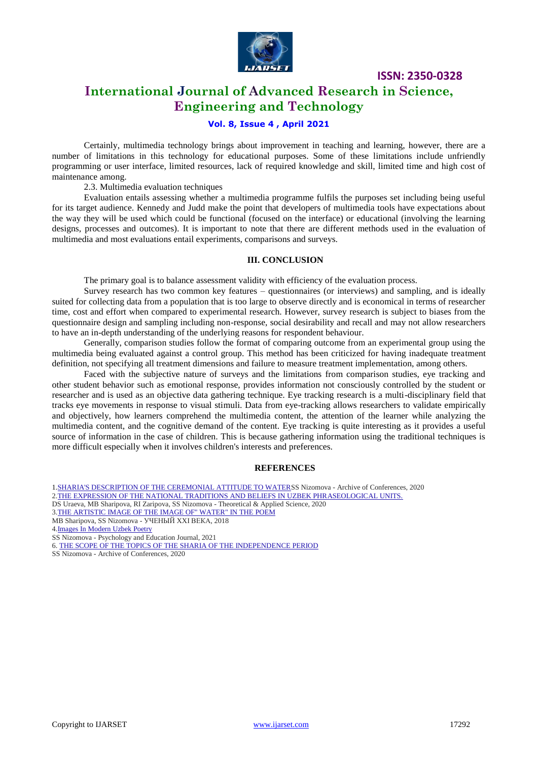Certainly, multimedia technology brings about improvement in teaching and learning, however, there are a number of limitations in this technology for educational purposes. Some of these limitations include unfriendly programming or user interface, limited resources, lack of required knowledge and skill, limited time and high cost of maintenance among.

2.3. Multimedia evaluation techniques

Evaluation entails assessing whether a multimedia programme fulfils the purposes set including being useful for its target audience. Kennedy and Judd make the point that developers of multimedia tools have expectations about the way they will be used which could be functional (focused on the interface) or educational (involving the learning designs, processes and outcomes). It is important to note that there are different methods used in the evaluation of multimedia and most evaluations entail experiments, comparisons and surveys.

## III. CONCLUSION

The primary goal is to balance assessment validity with efficiency of the evaluation process.

Survey research has two common key features – questionnaires (or interviews) and sampling, and is ideally suited for collecting data from a population that is too large to observe directly and is economical in terms of researcher time, cost and effort when compared to experimental research. However, survey research is subject to biases from the questionnaire design and sampling including non-response, social desirability and recall and may not allow researchers to have an in-depth understanding of the underlying reasons for respondent behaviour.

Generally, comparison studies follow the format of comparing outcome from an experimental group using the multimedia being evaluated against a control group. This method has been criticized for having inadequate treatment definition, not specifying all treatment dimensions and failure to measure treatment implementation, among others.

Faced with the subjective nature of surveys and the limitations from comparison studies, eye tracking and other student behavior such as emotional response, provides information not consciously controlled by the student or researcher and is used as an objective data gathering technique. Eye tracking research is a multi-disciplinary field that tracks eye movements in response to visual stimuli. Data from eye-tracking allows researchers to validate empirically and objectively, how learners comprehend the multimedia content, the attention of the learner while analyzing the multimedia content, and the cognitive demand of the content. Eye tracking is quite interesting as it provides a useful source of information in the case of children. This is because gathering information using the traditional techniques is more difficult especially when it involves children's interests and preferences.

## REFERENCES

1. SHARIA'S DESCRIPTION OF THE CEREMONIAL ATTITUDE TO WATERSS Nizomova - Archive of Conferences, 2020
2. THE EXPRESSION OF THE NATIONAL TRADITIONS AND BELIEFS IN UZBEK PHRASEOLOGICAL UNITS.
DS Uraeva, MB Sharipova, RI Zaripova, SS Nizomova - Theoretical & Applied Science, 2020
3. THE ARTISTIC IMAGE OF THE IMAGE OF" WATER" IN THE POEM
MB Sharipova, SS Nizomova - УЧЕНЫЙ XXI ВЕКА, 2018
4. Images In Modern Uzbek Poetry
SS Nizomova - Psychology and Education Journal, 2021
5. THE SCOPE OF THE TOPICS OF THE SHARIA OF THE INDEPENDENCE PERIOD
SS Nizomova - Archive of Conferences, 2020